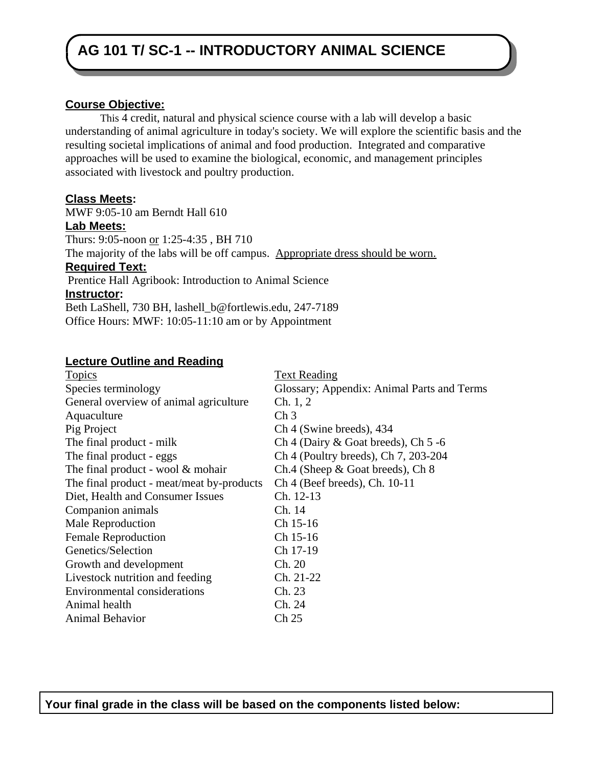# AG 101 T/ SC-1 -- INTRODUCTORY ANIMAL SCIENCE

**Course Objective:**

This 4 credit, natural and physical science course with a lab will develop a basic understanding of animal agriculture in today's society. We will explore the scientific basis and the resulting societal implications of animal and food production. Integrated and comparative approaches will be used to examine the biological, economic, and management principles associated with livestock and poultry production.

**Class Meets:**

MWF 9:05-10 am Berndt Hall 610

**Lab Meets:**

Thurs: 9:05-noon or 1:25-4:35 , BH 710

The majority of the labs will be off campus. Appropriate dress should be worn.

**Required Text:**

Prentice Hall Agribook: Introduction to Animal Science

**Instructor:**

Beth LaShell, 730 BH, lashell_b@fortlewis.edu, 247-7189

Office Hours: MWF: 10:05-11:10 am or by Appointment

**Lecture Outline and Reading**

| Topics | Text Reading |
|---|---|
| Species terminology | Glossary; Appendix: Animal Parts and Terms |
| General overview of animal agriculture | Ch. 1, 2 |
| Aquaculture | Ch 3 |
| Pig Project | Ch 4 (Swine breeds), 434 |
| The final product - milk | Ch 4 (Dairy & Goat breeds), Ch 5 -6 |
| The final product - eggs | Ch 4 (Poultry breeds), Ch 7, 203-204 |
| The final product - wool & mohair | Ch.4 (Sheep & Goat breeds), Ch 8 |
| The final product - meat/meat by-products | Ch 4 (Beef breeds), Ch. 10-11 |
| Diet, Health and Consumer Issues | Ch. 12-13 |
| Companion animals | Ch. 14 |
| Male Reproduction | Ch 15-16 |
| Female Reproduction | Ch 15-16 |
| Genetics/Selection | Ch 17-19 |
| Growth and development | Ch. 20 |
| Livestock nutrition and feeding | Ch. 21-22 |
| Environmental considerations | Ch. 23 |
| Animal health | Ch. 24 |
| Animal Behavior | Ch 25 |

**Your final grade in the class will be based on the components listed below:**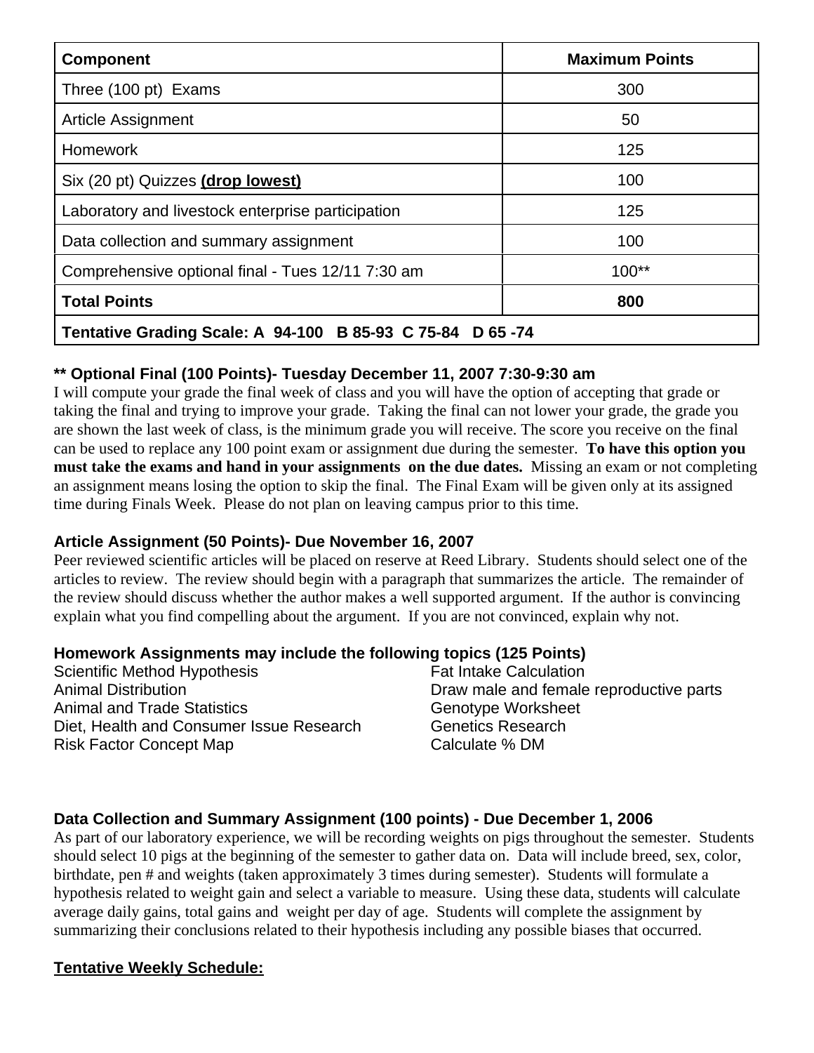| Component | Maximum Points |
| --- | --- |
| Three (100 pt) Exams | 300 |
| Article Assignment | 50 |
| Homework | 125 |
| Six (20 pt) Quizzes **(drop lowest)** | 100 |
| Laboratory and livestock enterprise participation | 125 |
| Data collection and summary assignment | 100 |
| Comprehensive optional final - Tues 12/11 7:30 am | 100** |
| **Total Points** | **800** |
| **Tentative Grading Scale: A 94-100 B 85-93 C 75-84 D 65 -74** | |

### ** Optional Final (100 Points)- Tuesday December 11, 2007 7:30-9:30 am

I will compute your grade the final week of class and you will have the option of accepting that grade or taking the final and trying to improve your grade. Taking the final can not lower your grade, the grade you are shown the last week of class, is the minimum grade you will receive. The score you receive on the final can be used to replace any 100 point exam or assignment due during the semester. **To have this option you must take the exams and hand in your assignments on the due dates.** Missing an exam or not completing an assignment means losing the option to skip the final. The Final Exam will be given only at its assigned time during Finals Week. Please do not plan on leaving campus prior to this time.

### Article Assignment (50 Points)- Due November 16, 2007

Peer reviewed scientific articles will be placed on reserve at Reed Library. Students should select one of the articles to review. The review should begin with a paragraph that summarizes the article. The remainder of the review should discuss whether the author makes a well supported argument. If the author is convincing explain what you find compelling about the argument. If you are not convinced, explain why not.

### Homework Assignments may include the following topics (125 Points)

- Scientific Method Hypothesis
- Animal Distribution
- Animal and Trade Statistics
- Diet, Health and Consumer Issue Research
- Risk Factor Concept Map
- Fat Intake Calculation
- Draw male and female reproductive parts
- Genotype Worksheet
- Genetics Research
- Calculate % DM

### Data Collection and Summary Assignment (100 points) - Due December 1, 2006

As part of our laboratory experience, we will be recording weights on pigs throughout the semester. Students should select 10 pigs at the beginning of the semester to gather data on. Data will include breed, sex, color, birthdate, pen # and weights (taken approximately 3 times during semester). Students will formulate a hypothesis related to weight gain and select a variable to measure. Using these data, students will calculate average daily gains, total gains and weight per day of age. Students will complete the assignment by summarizing their conclusions related to their hypothesis including any possible biases that occurred.

### <u>Tentative Weekly Schedule:</u>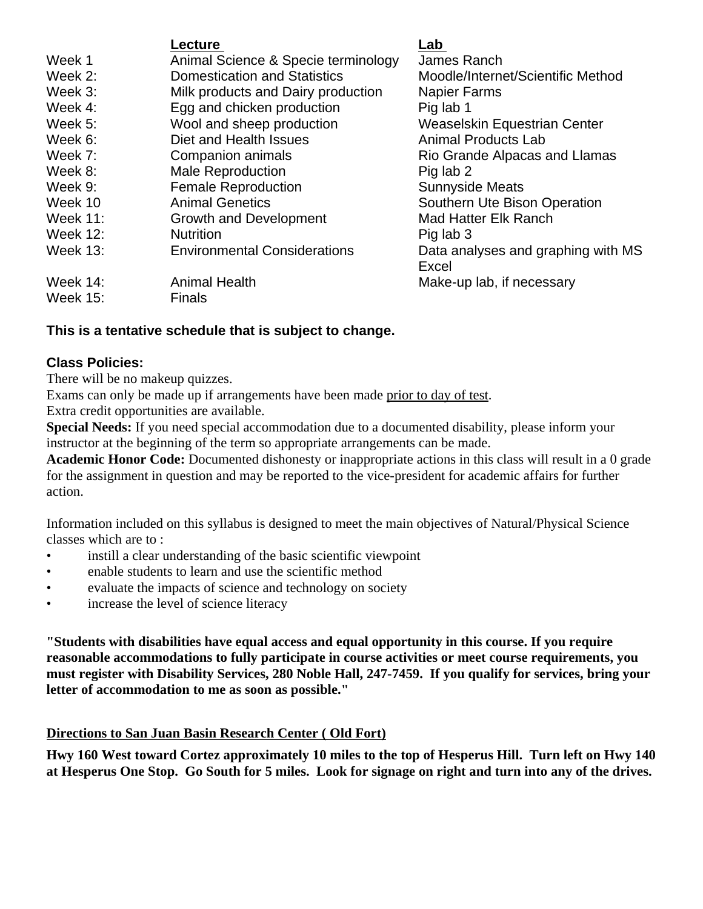| | Lecture | Lab |
|---|---|---|
| Week 1 | Animal Science & Specie terminology | James Ranch |
| Week 2: | Domestication and Statistics | Moodle/Internet/Scientific Method |
| Week 3: | Milk products and Dairy production | Napier Farms |
| Week 4: | Egg and chicken production | Pig lab 1 |
| Week 5: | Wool and sheep production | Weaselskin Equestrian Center |
| Week 6: | Diet and Health Issues | Animal Products Lab |
| Week 7: | Companion animals | Rio Grande Alpacas and Llamas |
| Week 8: | Male Reproduction | Pig lab 2 |
| Week 9: | Female Reproduction | Sunnyside Meats |
| Week 10 | Animal Genetics | Southern Ute Bison Operation |
| Week 11: | Growth and Development | Mad Hatter Elk Ranch |
| Week 12: | Nutrition | Pig lab 3 |
| Week 13: | Environmental Considerations | Data analyses and graphing with MS Excel |
| Week 14: | Animal Health | Make-up lab, if necessary |
| Week 15: | Finals | |

**This is a tentative schedule that is subject to change.**

**Class Policies:**

There will be no makeup quizzes.
Exams can only be made up if arrangements have been made prior to day of test.
Extra credit opportunities are available.

**Special Needs:** If you need special accommodation due to a documented disability, please inform your instructor at the beginning of the term so appropriate arrangements can be made.

**Academic Honor Code:** Documented dishonesty or inappropriate actions in this class will result in a 0 grade for the assignment in question and may be reported to the vice-president for academic affairs for further action.

Information included on this syllabus is designed to meet the main objectives of Natural/Physical Science classes which are to :

- instill a clear understanding of the basic scientific viewpoint
- enable students to learn and use the scientific method
- evaluate the impacts of science and technology on society
- increase the level of science literacy

**"Students with disabilities have equal access and equal opportunity in this course. If you require reasonable accommodations to fully participate in course activities or meet course requirements, you must register with Disability Services, 280 Noble Hall, 247-7459. If you qualify for services, bring your letter of accommodation to me as soon as possible."**

**Directions to San Juan Basin Research Center ( Old Fort)**

**Hwy 160 West toward Cortez approximately 10 miles to the top of Hesperus Hill. Turn left on Hwy 140 at Hesperus One Stop. Go South for 5 miles. Look for signage on right and turn into any of the drives.**